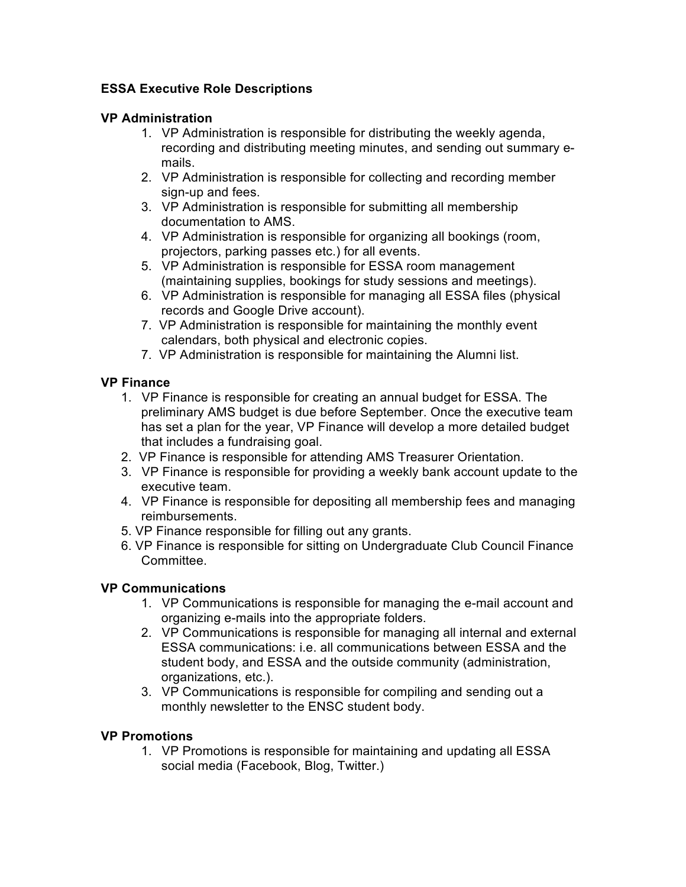**ESSA Executive Role Descriptions**

**VP Administration**

1. VP Administration is responsible for distributing the weekly agenda, recording and distributing meeting minutes, and sending out summary e-mails.
2. VP Administration is responsible for collecting and recording member sign-up and fees.
3. VP Administration is responsible for submitting all membership documentation to AMS.
4. VP Administration is responsible for organizing all bookings (room, projectors, parking passes etc.) for all events.
5. VP Administration is responsible for ESSA room management (maintaining supplies, bookings for study sessions and meetings).
6. VP Administration is responsible for managing all ESSA files (physical records and Google Drive account).
7. VP Administration is responsible for maintaining the monthly event calendars, both physical and electronic copies.
7. VP Administration is responsible for maintaining the Alumni list.

**VP Finance**

1. VP Finance is responsible for creating an annual budget for ESSA. The preliminary AMS budget is due before September. Once the executive team has set a plan for the year, VP Finance will develop a more detailed budget that includes a fundraising goal.
2. VP Finance is responsible for attending AMS Treasurer Orientation.
3. VP Finance is responsible for providing a weekly bank account update to the executive team.
4. VP Finance is responsible for depositing all membership fees and managing reimbursements.
5. VP Finance responsible for filling out any grants.
6. VP Finance is responsible for sitting on Undergraduate Club Council Finance Committee.

**VP Communications**

1. VP Communications is responsible for managing the e-mail account and organizing e-mails into the appropriate folders.
2. VP Communications is responsible for managing all internal and external ESSA communications: i.e. all communications between ESSA and the student body, and ESSA and the outside community (administration, organizations, etc.).
3. VP Communications is responsible for compiling and sending out a monthly newsletter to the ENSC student body.

**VP Promotions**

1. VP Promotions is responsible for maintaining and updating all ESSA social media (Facebook, Blog, Twitter.)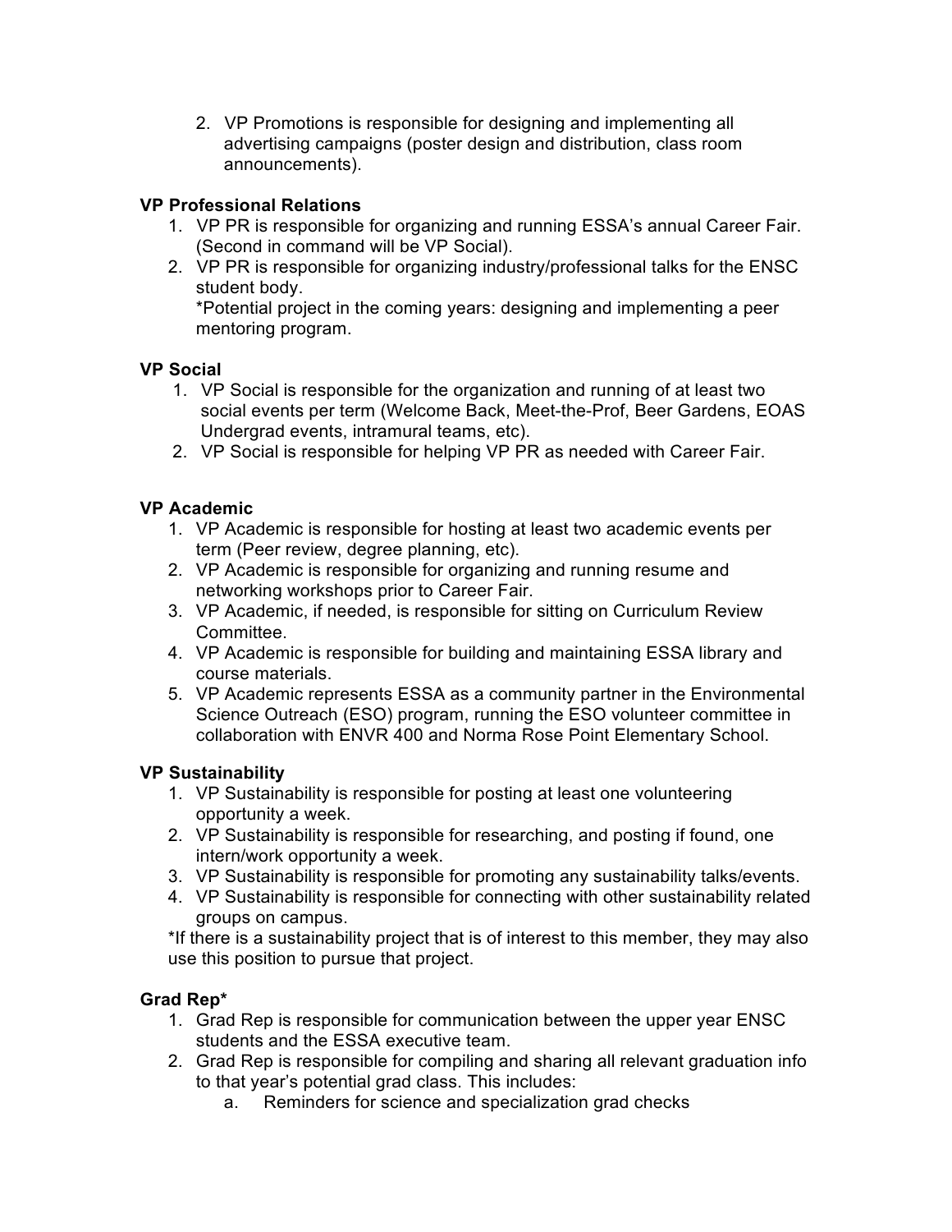2. VP Promotions is responsible for designing and implementing all advertising campaigns (poster design and distribution, class room announcements).

**VP Professional Relations**

1. VP PR is responsible for organizing and running ESSA's annual Career Fair. (Second in command will be VP Social).
2. VP PR is responsible for organizing industry/professional talks for the ENSC student body.
   *Potential project in the coming years: designing and implementing a peer mentoring program.

**VP Social**

1. VP Social is responsible for the organization and running of at least two social events per term (Welcome Back, Meet-the-Prof, Beer Gardens, EOAS Undergrad events, intramural teams, etc).
2. VP Social is responsible for helping VP PR as needed with Career Fair.

**VP Academic**

1. VP Academic is responsible for hosting at least two academic events per term (Peer review, degree planning, etc).
2. VP Academic is responsible for organizing and running resume and networking workshops prior to Career Fair.
3. VP Academic, if needed, is responsible for sitting on Curriculum Review Committee.
4. VP Academic is responsible for building and maintaining ESSA library and course materials.
5. VP Academic represents ESSA as a community partner in the Environmental Science Outreach (ESO) program, running the ESO volunteer committee in collaboration with ENVR 400 and Norma Rose Point Elementary School.

**VP Sustainability**

1. VP Sustainability is responsible for posting at least one volunteering opportunity a week.
2. VP Sustainability is responsible for researching, and posting if found, one intern/work opportunity a week.
3. VP Sustainability is responsible for promoting any sustainability talks/events.
4. VP Sustainability is responsible for connecting with other sustainability related groups on campus.

*If there is a sustainability project that is of interest to this member, they may also use this position to pursue that project.

**Grad Rep***

1. Grad Rep is responsible for communication between the upper year ENSC students and the ESSA executive team.
2. Grad Rep is responsible for compiling and sharing all relevant graduation info to that year's potential grad class. This includes:
   a. Reminders for science and specialization grad checks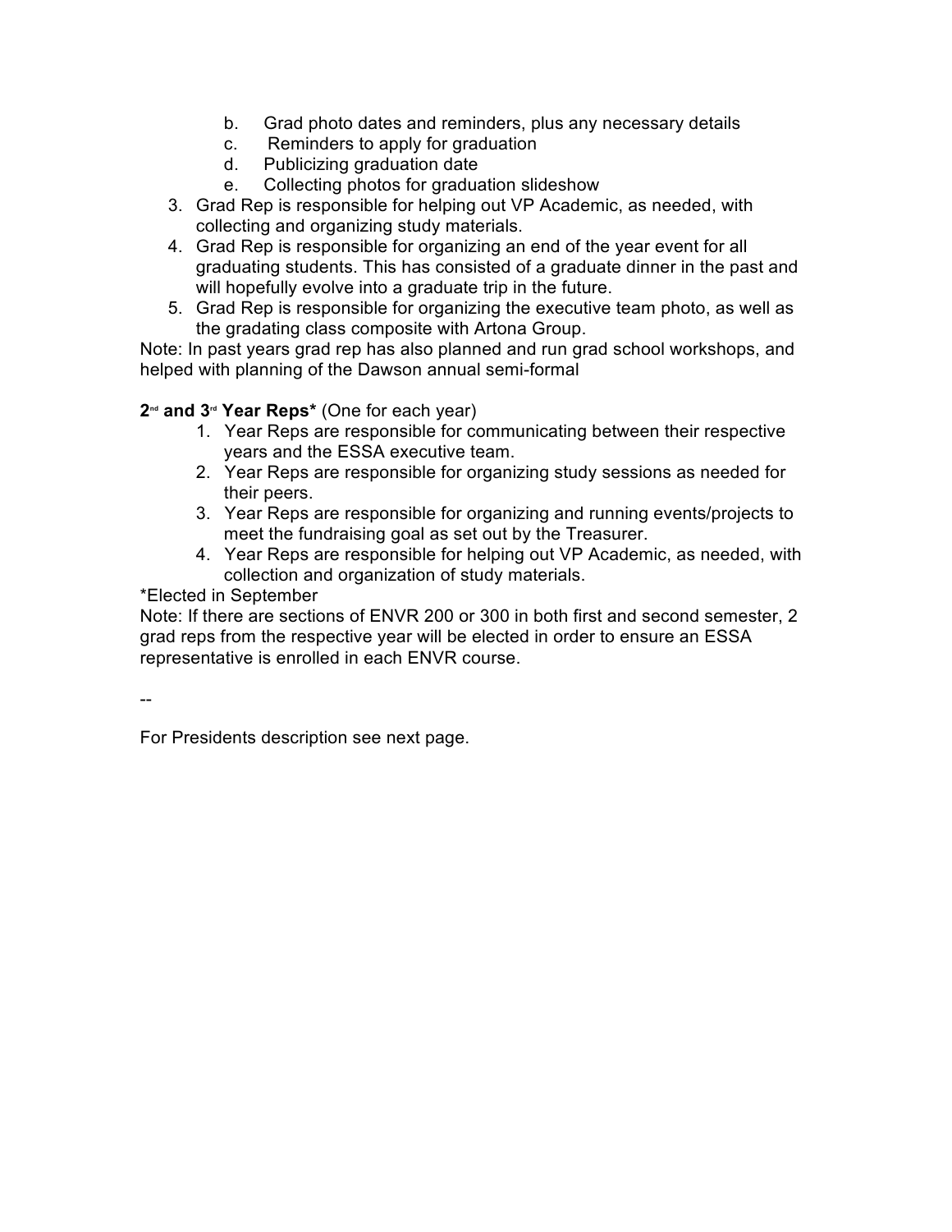b. Grad photo dates and reminders, plus any necessary details
    c. Reminders to apply for graduation
    d. Publicizing graduation date
    e. Collecting photos for graduation slideshow

3. Grad Rep is responsible for helping out VP Academic, as needed, with collecting and organizing study materials.
4. Grad Rep is responsible for organizing an end of the year event for all graduating students. This has consisted of a graduate dinner in the past and will hopefully evolve into a graduate trip in the future.
5. Grad Rep is responsible for organizing the executive team photo, as well as the gradating class composite with Artona Group.

Note: In past years grad rep has also planned and run grad school workshops, and helped with planning of the Dawson annual semi-formal

**2nd and 3rd Year Reps*** (One for each year)

1. Year Reps are responsible for communicating between their respective years and the ESSA executive team.
2. Year Reps are responsible for organizing study sessions as needed for their peers.
3. Year Reps are responsible for organizing and running events/projects to meet the fundraising goal as set out by the Treasurer.
4. Year Reps are responsible for helping out VP Academic, as needed, with collection and organization of study materials.

*Elected in September

Note: If there are sections of ENVR 200 or 300 in both first and second semester, 2 grad reps from the respective year will be elected in order to ensure an ESSA representative is enrolled in each ENVR course.

--

For Presidents description see next page.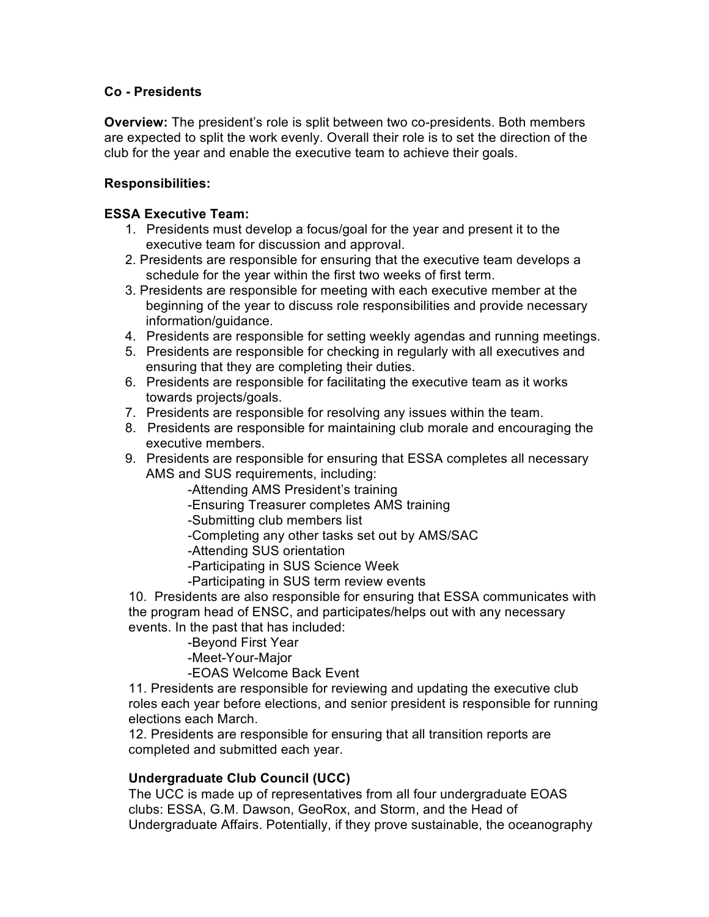**Co - Presidents**

**Overview:** The president's role is split between two co-presidents. Both members are expected to split the work evenly. Overall their role is to set the direction of the club for the year and enable the executive team to achieve their goals.

**Responsibilities:**

**ESSA Executive Team:**

1. Presidents must develop a focus/goal for the year and present it to the executive team for discussion and approval.
2. Presidents are responsible for ensuring that the executive team develops a schedule for the year within the first two weeks of first term.
3. Presidents are responsible for meeting with each executive member at the beginning of the year to discuss role responsibilities and provide necessary information/guidance.
4. Presidents are responsible for setting weekly agendas and running meetings.
5. Presidents are responsible for checking in regularly with all executives and ensuring that they are completing their duties.
6. Presidents are responsible for facilitating the executive team as it works towards projects/goals.
7. Presidents are responsible for resolving any issues within the team.
8. Presidents are responsible for maintaining club morale and encouraging the executive members.
9. Presidents are responsible for ensuring that ESSA completes all necessary AMS and SUS requirements, including:
   - Attending AMS President's training
   - Ensuring Treasurer completes AMS training
   - Submitting club members list
   - Completing any other tasks set out by AMS/SAC
   - Attending SUS orientation
   - Participating in SUS Science Week
   - Participating in SUS term review events
10. Presidents are also responsible for ensuring that ESSA communicates with the program head of ENSC, and participates/helps out with any necessary events. In the past that has included:
    - Beyond First Year
    - Meet-Your-Major
    - EOAS Welcome Back Event
11. Presidents are responsible for reviewing and updating the executive club roles each year before elections, and senior president is responsible for running elections each March.
12. Presidents are responsible for ensuring that all transition reports are completed and submitted each year.

**Undergraduate Club Council (UCC)**

The UCC is made up of representatives from all four undergraduate EOAS clubs: ESSA, G.M. Dawson, GeoRox, and Storm, and the Head of Undergraduate Affairs. Potentially, if they prove sustainable, the oceanography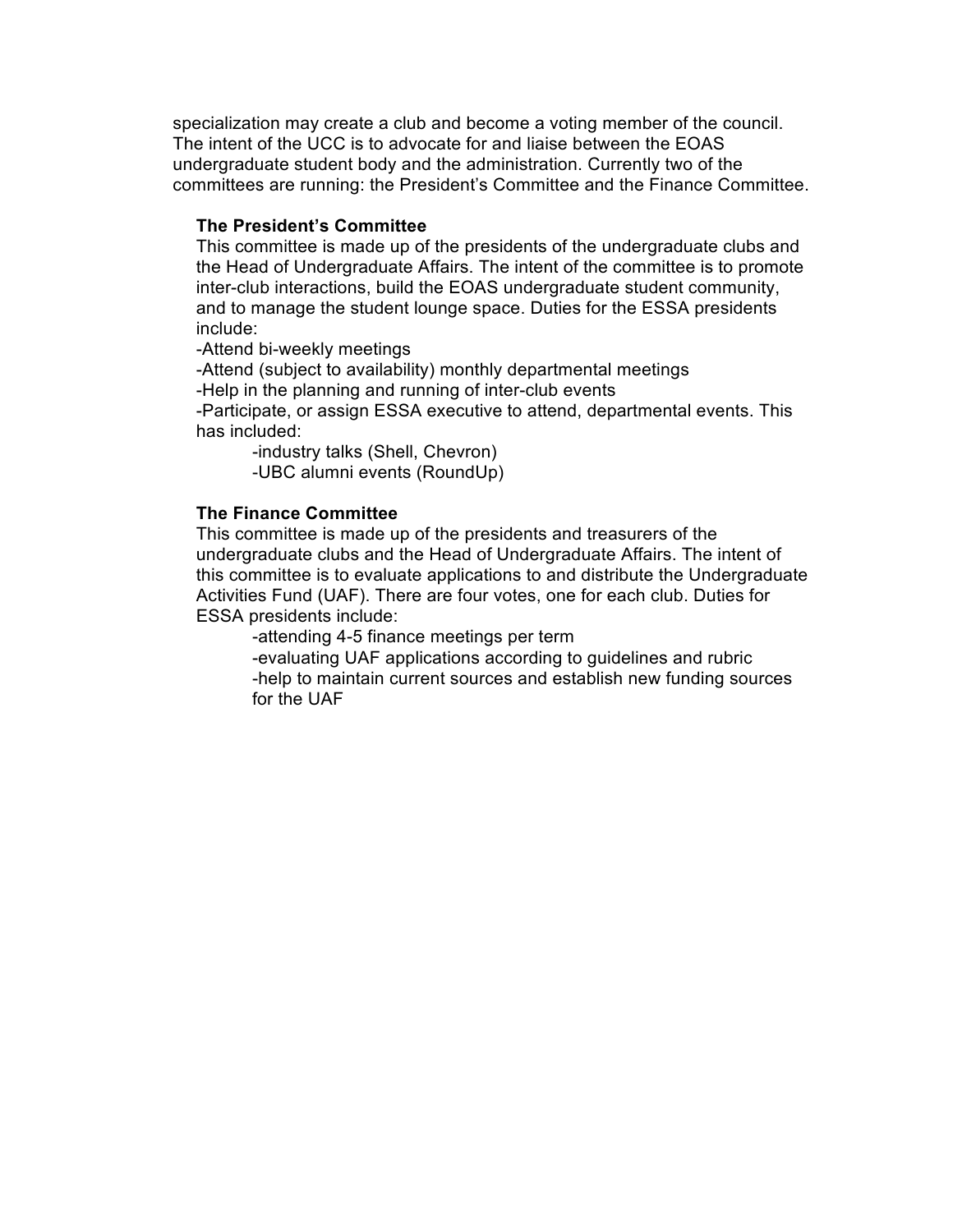specialization may create a club and become a voting member of the council. The intent of the UCC is to advocate for and liaise between the EOAS undergraduate student body and the administration. Currently two of the committees are running: the President's Committee and the Finance Committee.

### The President's Committee

This committee is made up of the presidents of the undergraduate clubs and the Head of Undergraduate Affairs. The intent of the committee is to promote inter-club interactions, build the EOAS undergraduate student community, and to manage the student lounge space. Duties for the ESSA presidents include:

- Attend bi-weekly meetings
- Attend (subject to availability) monthly departmental meetings
- Help in the planning and running of inter-club events
- Participate, or assign ESSA executive to attend, departmental events. This has included:
  - industry talks (Shell, Chevron)
  - UBC alumni events (RoundUp)

### The Finance Committee

This committee is made up of the presidents and treasurers of the undergraduate clubs and the Head of Undergraduate Affairs. The intent of this committee is to evaluate applications to and distribute the Undergraduate Activities Fund (UAF). There are four votes, one for each club. Duties for ESSA presidents include:

- attending 4-5 finance meetings per term
- evaluating UAF applications according to guidelines and rubric
- help to maintain current sources and establish new funding sources for the UAF